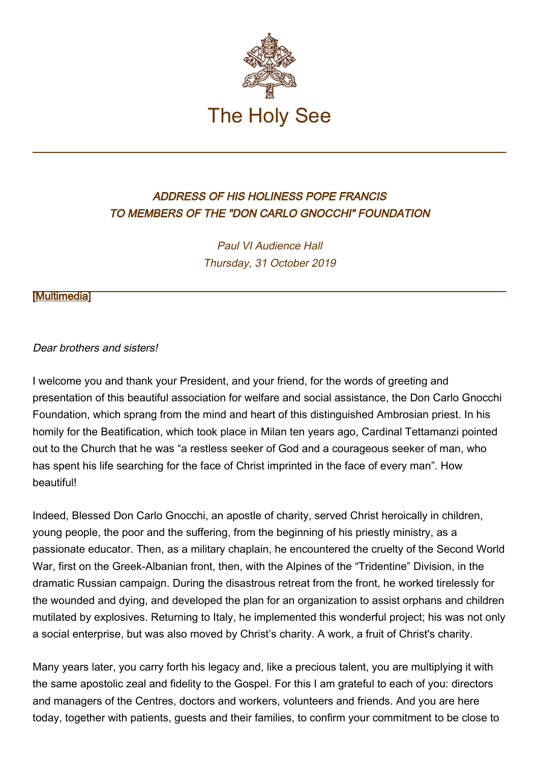The Holy See

## *ADDRESS OF HIS HOLINESS POPE FRANCIS TO MEMBERS OF THE "DON CARLO GNOCCHI" FOUNDATION*

*Paul VI Audience Hall*
*Thursday, 31 October 2019*

[Multimedia]

---

*Dear brothers and sisters!*

I welcome you and thank your President, and your friend, for the words of greeting and presentation of this beautiful association for welfare and social assistance, the Don Carlo Gnocchi Foundation, which sprang from the mind and heart of this distinguished Ambrosian priest. In his homily for the Beatification, which took place in Milan ten years ago, Cardinal Tettamanzi pointed out to the Church that he was "a restless seeker of God and a courageous seeker of man, who has spent his life searching for the face of Christ imprinted in the face of every man". How beautiful!

Indeed, Blessed Don Carlo Gnocchi, an apostle of charity, served Christ heroically in children, young people, the poor and the suffering, from the beginning of his priestly ministry, as a passionate educator. Then, as a military chaplain, he encountered the cruelty of the Second World War, first on the Greek-Albanian front, then, with the Alpines of the "Tridentine" Division, in the dramatic Russian campaign. During the disastrous retreat from the front, he worked tirelessly for the wounded and dying, and developed the plan for an organization to assist orphans and children mutilated by explosives. Returning to Italy, he implemented this wonderful project; his was not only a social enterprise, but was also moved by Christ's charity. A work, a fruit of Christ's charity.

Many years later, you carry forth his legacy and, like a precious talent, you are multiplying it with the same apostolic zeal and fidelity to the Gospel. For this I am grateful to each of you: directors and managers of the Centres, doctors and workers, volunteers and friends. And you are here today, together with patients, guests and their families, to confirm your commitment to be close to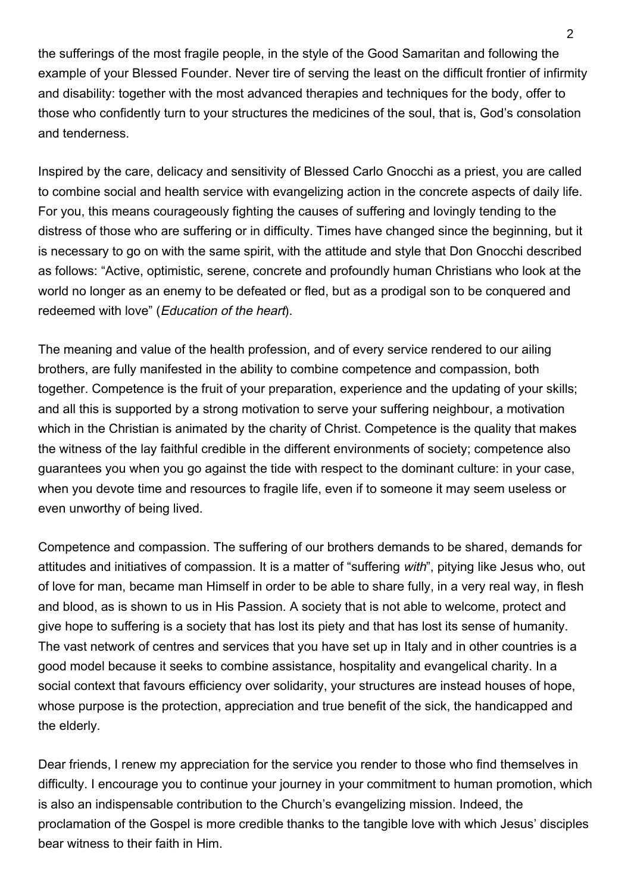the sufferings of the most fragile people, in the style of the Good Samaritan and following the example of your Blessed Founder. Never tire of serving the least on the difficult frontier of infirmity and disability: together with the most advanced therapies and techniques for the body, offer to those who confidently turn to your structures the medicines of the soul, that is, God's consolation and tenderness.

Inspired by the care, delicacy and sensitivity of Blessed Carlo Gnocchi as a priest, you are called to combine social and health service with evangelizing action in the concrete aspects of daily life. For you, this means courageously fighting the causes of suffering and lovingly tending to the distress of those who are suffering or in difficulty. Times have changed since the beginning, but it is necessary to go on with the same spirit, with the attitude and style that Don Gnocchi described as follows: "Active, optimistic, serene, concrete and profoundly human Christians who look at the world no longer as an enemy to be defeated or fled, but as a prodigal son to be conquered and redeemed with love" (*Education of the heart*).

The meaning and value of the health profession, and of every service rendered to our ailing brothers, are fully manifested in the ability to combine competence and compassion, both together. Competence is the fruit of your preparation, experience and the updating of your skills; and all this is supported by a strong motivation to serve your suffering neighbour, a motivation which in the Christian is animated by the charity of Christ. Competence is the quality that makes the witness of the lay faithful credible in the different environments of society; competence also guarantees you when you go against the tide with respect to the dominant culture: in your case, when you devote time and resources to fragile life, even if to someone it may seem useless or even unworthy of being lived.

Competence and compassion. The suffering of our brothers demands to be shared, demands for attitudes and initiatives of compassion. It is a matter of "suffering *with*", pitying like Jesus who, out of love for man, became man Himself in order to be able to share fully, in a very real way, in flesh and blood, as is shown to us in His Passion. A society that is not able to welcome, protect and give hope to suffering is a society that has lost its piety and that has lost its sense of humanity. The vast network of centres and services that you have set up in Italy and in other countries is a good model because it seeks to combine assistance, hospitality and evangelical charity. In a social context that favours efficiency over solidarity, your structures are instead houses of hope, whose purpose is the protection, appreciation and true benefit of the sick, the handicapped and the elderly.

Dear friends, I renew my appreciation for the service you render to those who find themselves in difficulty. I encourage you to continue your journey in your commitment to human promotion, which is also an indispensable contribution to the Church's evangelizing mission. Indeed, the proclamation of the Gospel is more credible thanks to the tangible love with which Jesus' disciples bear witness to their faith in Him.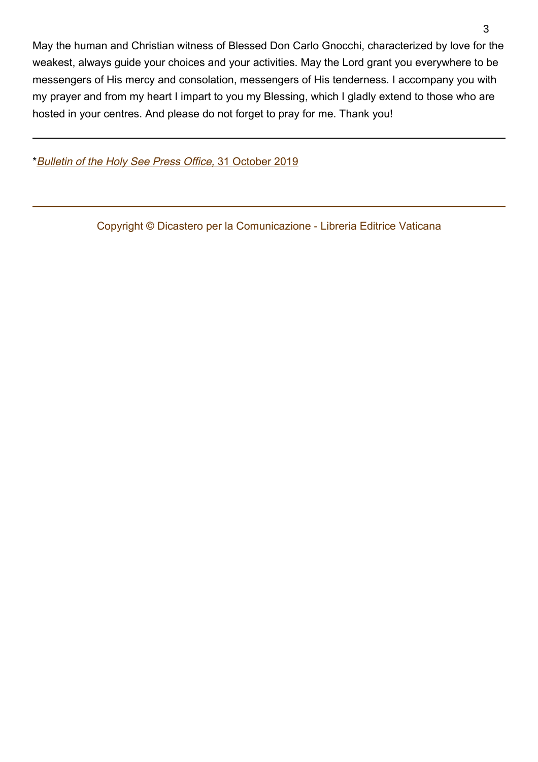May the human and Christian witness of Blessed Don Carlo Gnocchi, characterized by love for the weakest, always guide your choices and your activities. May the Lord grant you everywhere to be messengers of His mercy and consolation, messengers of His tenderness. I accompany you with my prayer and from my heart I impart to you my Blessing, which I gladly extend to those who are hosted in your centres. And please do not forget to pray for me. Thank you!

---

**\*** *Bulletin of the Holy See Press Office,* 31 October 2019

---

Copyright © Dicastero per la Comunicazione - Libreria Editrice Vaticana